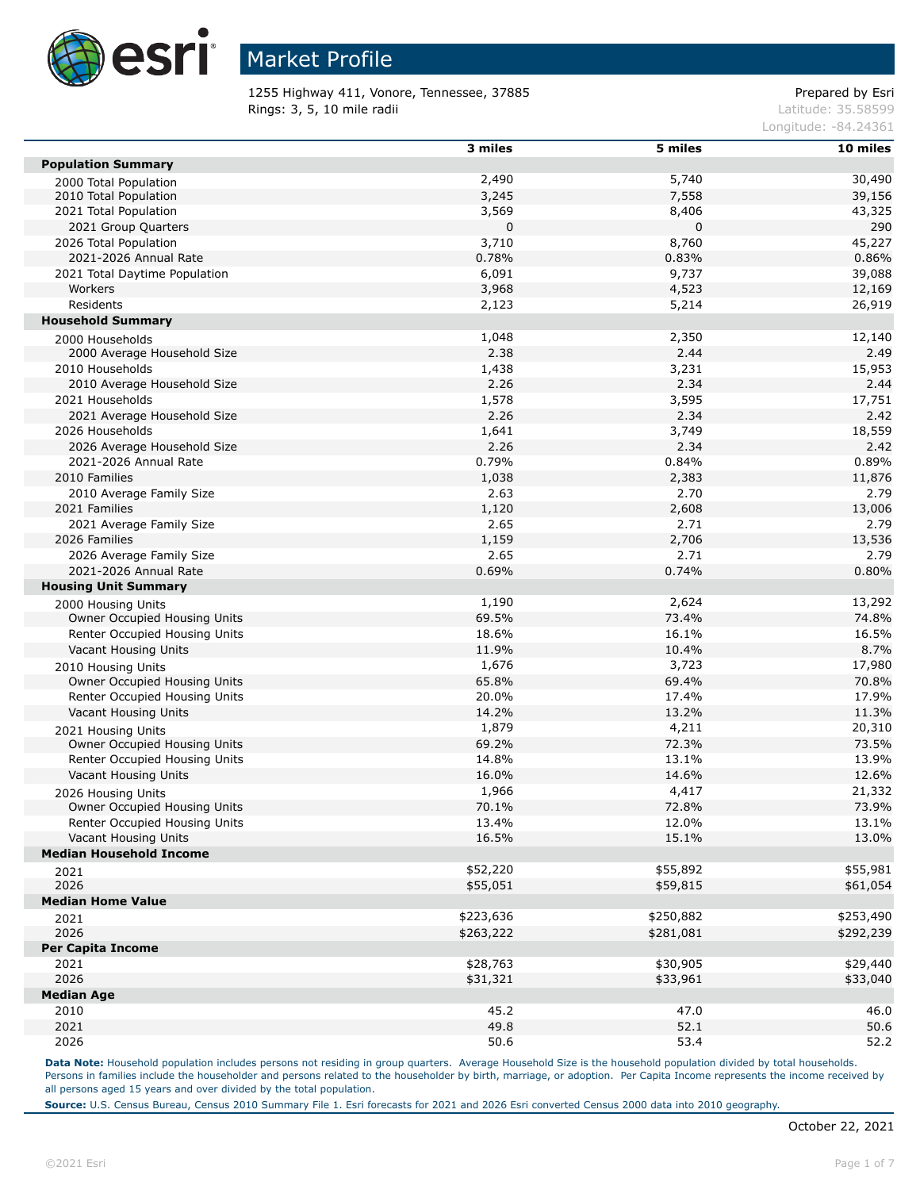# Market Profile

1255 Highway 411, Vonore, Tennessee, 37885
Rings: 3, 5, 10 mile radii

Prepared by Esri
Latitude: 35.58599
Longitude: -84.24361

| | 3 miles | 5 miles | 10 miles |
|---|---|---|---|
| **Population Summary** | | | |
| 2000 Total Population | 2,490 | 5,740 | 30,490 |
| 2010 Total Population | 3,245 | 7,558 | 39,156 |
| 2021 Total Population | 3,569 | 8,406 | 43,325 |
| 2021 Group Quarters | 0 | 0 | 290 |
| 2026 Total Population | 3,710 | 8,760 | 45,227 |
| 2021-2026 Annual Rate | 0.78% | 0.83% | 0.86% |
| 2021 Total Daytime Population | 6,091 | 9,737 | 39,088 |
| Workers | 3,968 | 4,523 | 12,169 |
| Residents | 2,123 | 5,214 | 26,919 |
| **Household Summary** | | | |
| 2000 Households | 1,048 | 2,350 | 12,140 |
| 2000 Average Household Size | 2.38 | 2.44 | 2.49 |
| 2010 Households | 1,438 | 3,231 | 15,953 |
| 2010 Average Household Size | 2.26 | 2.34 | 2.44 |
| 2021 Households | 1,578 | 3,595 | 17,751 |
| 2021 Average Household Size | 2.26 | 2.34 | 2.42 |
| 2026 Households | 1,641 | 3,749 | 18,559 |
| 2026 Average Household Size | 2.26 | 2.34 | 2.42 |
| 2021-2026 Annual Rate | 0.79% | 0.84% | 0.89% |
| 2010 Families | 1,038 | 2,383 | 11,876 |
| 2010 Average Family Size | 2.63 | 2.70 | 2.79 |
| 2021 Families | 1,120 | 2,608 | 13,006 |
| 2021 Average Family Size | 2.65 | 2.71 | 2.79 |
| 2026 Families | 1,159 | 2,706 | 13,536 |
| 2026 Average Family Size | 2.65 | 2.71 | 2.79 |
| 2021-2026 Annual Rate | 0.69% | 0.74% | 0.80% |
| **Housing Unit Summary** | | | |
| 2000 Housing Units | 1,190 | 2,624 | 13,292 |
| Owner Occupied Housing Units | 69.5% | 73.4% | 74.8% |
| Renter Occupied Housing Units | 18.6% | 16.1% | 16.5% |
| Vacant Housing Units | 11.9% | 10.4% | 8.7% |
| 2010 Housing Units | 1,676 | 3,723 | 17,980 |
| Owner Occupied Housing Units | 65.8% | 69.4% | 70.8% |
| Renter Occupied Housing Units | 20.0% | 17.4% | 17.9% |
| Vacant Housing Units | 14.2% | 13.2% | 11.3% |
| 2021 Housing Units | 1,879 | 4,211 | 20,310 |
| Owner Occupied Housing Units | 69.2% | 72.3% | 73.5% |
| Renter Occupied Housing Units | 14.8% | 13.1% | 13.9% |
| Vacant Housing Units | 16.0% | 14.6% | 12.6% |
| 2026 Housing Units | 1,966 | 4,417 | 21,332 |
| Owner Occupied Housing Units | 70.1% | 72.8% | 73.9% |
| Renter Occupied Housing Units | 13.4% | 12.0% | 13.1% |
| Vacant Housing Units | 16.5% | 15.1% | 13.0% |
| **Median Household Income** | | | |
| 2021 | $52,220 | $55,892 | $55,981 |
| 2026 | $55,051 | $59,815 | $61,054 |
| **Median Home Value** | | | |
| 2021 | $223,636 | $250,882 | $253,490 |
| 2026 | $263,222 | $281,081 | $292,239 |
| **Per Capita Income** | | | |
| 2021 | $28,763 | $30,905 | $29,440 |
| 2026 | $31,321 | $33,961 | $33,040 |
| **Median Age** | | | |
| 2010 | 45.2 | 47.0 | 46.0 |
| 2021 | 49.8 | 52.1 | 50.6 |
| 2026 | 50.6 | 53.4 | 52.2 |

**Data Note:** Household population includes persons not residing in group quarters. Average Household Size is the household population divided by total households. Persons in families include the householder and persons related to the householder by birth, marriage, or adoption. Per Capita Income represents the income received by all persons aged 15 years and over divided by the total population.

**Source:** U.S. Census Bureau, Census 2010 Summary File 1. Esri forecasts for 2021 and 2026 Esri converted Census 2000 data into 2010 geography.

October 22, 2021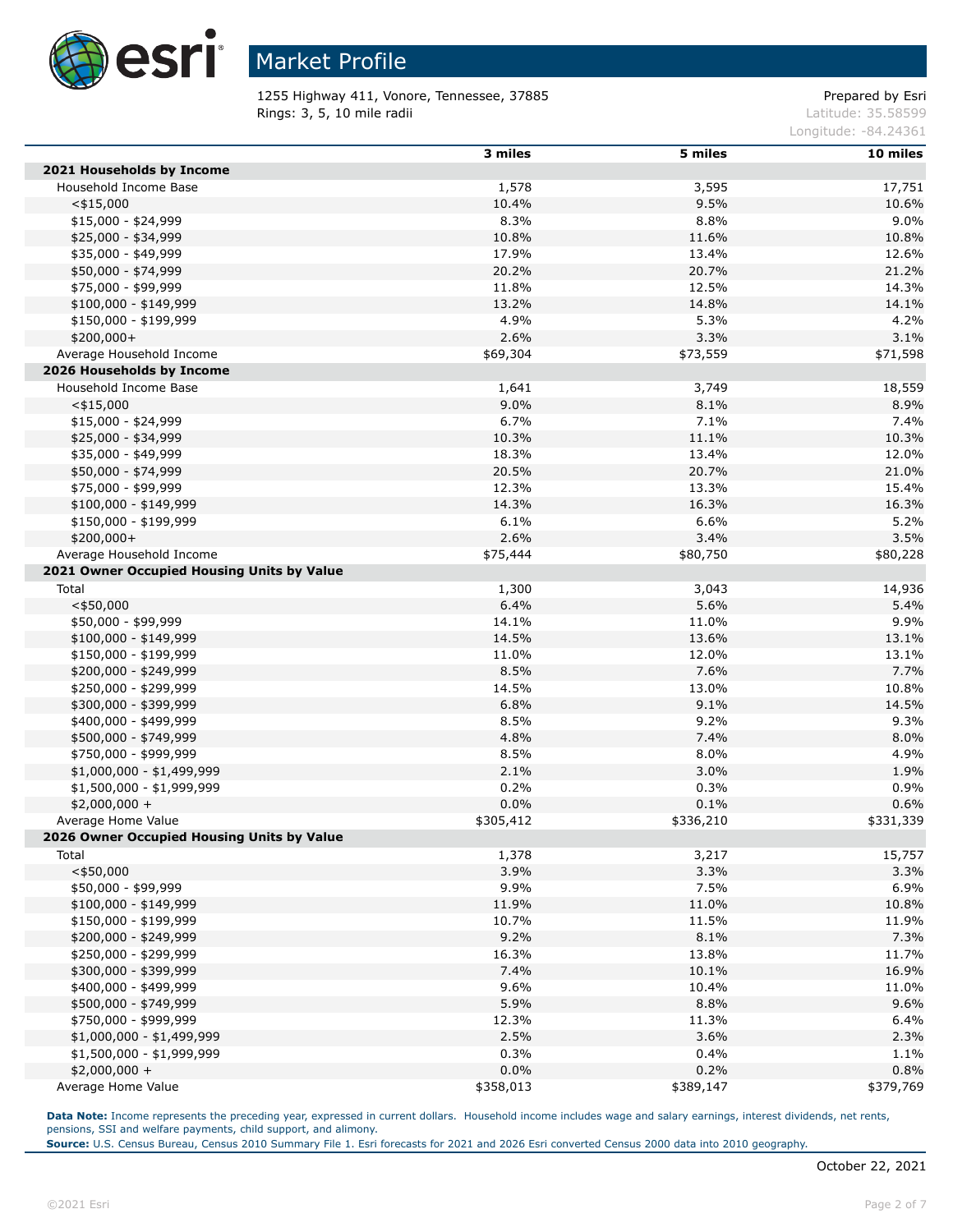# Market Profile

1255 Highway 411, Vonore, Tennessee, 37885
Rings: 3, 5, 10 mile radii

Prepared by Esri
Latitude: 35.58599
Longitude: -84.24361

| | 3 miles | 5 miles | 10 miles |
|---|---|---|---|
| **2021 Households by Income** | | | |
| Household Income Base | 1,578 | 3,595 | 17,751 |
| <$15,000 | 10.4% | 9.5% | 10.6% |
| $15,000 - $24,999 | 8.3% | 8.8% | 9.0% |
| $25,000 - $34,999 | 10.8% | 11.6% | 10.8% |
| $35,000 - $49,999 | 17.9% | 13.4% | 12.6% |
| $50,000 - $74,999 | 20.2% | 20.7% | 21.2% |
| $75,000 - $99,999 | 11.8% | 12.5% | 14.3% |
| $100,000 - $149,999 | 13.2% | 14.8% | 14.1% |
| $150,000 - $199,999 | 4.9% | 5.3% | 4.2% |
| $200,000+ | 2.6% | 3.3% | 3.1% |
| Average Household Income | $69,304 | $73,559 | $71,598 |
| **2026 Households by Income** | | | |
| Household Income Base | 1,641 | 3,749 | 18,559 |
| <$15,000 | 9.0% | 8.1% | 8.9% |
| $15,000 - $24,999 | 6.7% | 7.1% | 7.4% |
| $25,000 - $34,999 | 10.3% | 11.1% | 10.3% |
| $35,000 - $49,999 | 18.3% | 13.4% | 12.0% |
| $50,000 - $74,999 | 20.5% | 20.7% | 21.0% |
| $75,000 - $99,999 | 12.3% | 13.3% | 15.4% |
| $100,000 - $149,999 | 14.3% | 16.3% | 16.3% |
| $150,000 - $199,999 | 6.1% | 6.6% | 5.2% |
| $200,000+ | 2.6% | 3.4% | 3.5% |
| Average Household Income | $75,444 | $80,750 | $80,228 |
| **2021 Owner Occupied Housing Units by Value** | | | |
| Total | 1,300 | 3,043 | 14,936 |
| <$50,000 | 6.4% | 5.6% | 5.4% |
| $50,000 - $99,999 | 14.1% | 11.0% | 9.9% |
| $100,000 - $149,999 | 14.5% | 13.6% | 13.1% |
| $150,000 - $199,999 | 11.0% | 12.0% | 13.1% |
| $200,000 - $249,999 | 8.5% | 7.6% | 7.7% |
| $250,000 - $299,999 | 14.5% | 13.0% | 10.8% |
| $300,000 - $399,999 | 6.8% | 9.1% | 14.5% |
| $400,000 - $499,999 | 8.5% | 9.2% | 9.3% |
| $500,000 - $749,999 | 4.8% | 7.4% | 8.0% |
| $750,000 - $999,999 | 8.5% | 8.0% | 4.9% |
| $1,000,000 - $1,499,999 | 2.1% | 3.0% | 1.9% |
| $1,500,000 - $1,999,999 | 0.2% | 0.3% | 0.9% |
| $2,000,000 + | 0.0% | 0.1% | 0.6% |
| Average Home Value | $305,412 | $336,210 | $331,339 |
| **2026 Owner Occupied Housing Units by Value** | | | |
| Total | 1,378 | 3,217 | 15,757 |
| <$50,000 | 3.9% | 3.3% | 3.3% |
| $50,000 - $99,999 | 9.9% | 7.5% | 6.9% |
| $100,000 - $149,999 | 11.9% | 11.0% | 10.8% |
| $150,000 - $199,999 | 10.7% | 11.5% | 11.9% |
| $200,000 - $249,999 | 9.2% | 8.1% | 7.3% |
| $250,000 - $299,999 | 16.3% | 13.8% | 11.7% |
| $300,000 - $399,999 | 7.4% | 10.1% | 16.9% |
| $400,000 - $499,999 | 9.6% | 10.4% | 11.0% |
| $500,000 - $749,999 | 5.9% | 8.8% | 9.6% |
| $750,000 - $999,999 | 12.3% | 11.3% | 6.4% |
| $1,000,000 - $1,499,999 | 2.5% | 3.6% | 2.3% |
| $1,500,000 - $1,999,999 | 0.3% | 0.4% | 1.1% |
| $2,000,000 + | 0.0% | 0.2% | 0.8% |
| Average Home Value | $358,013 | $389,147 | $379,769 |

**Data Note:** Income represents the preceding year, expressed in current dollars. Household income includes wage and salary earnings, interest dividends, net rents, pensions, SSI and welfare payments, child support, and alimony.
**Source:** U.S. Census Bureau, Census 2010 Summary File 1. Esri forecasts for 2021 and 2026 Esri converted Census 2000 data into 2010 geography.

October 22, 2021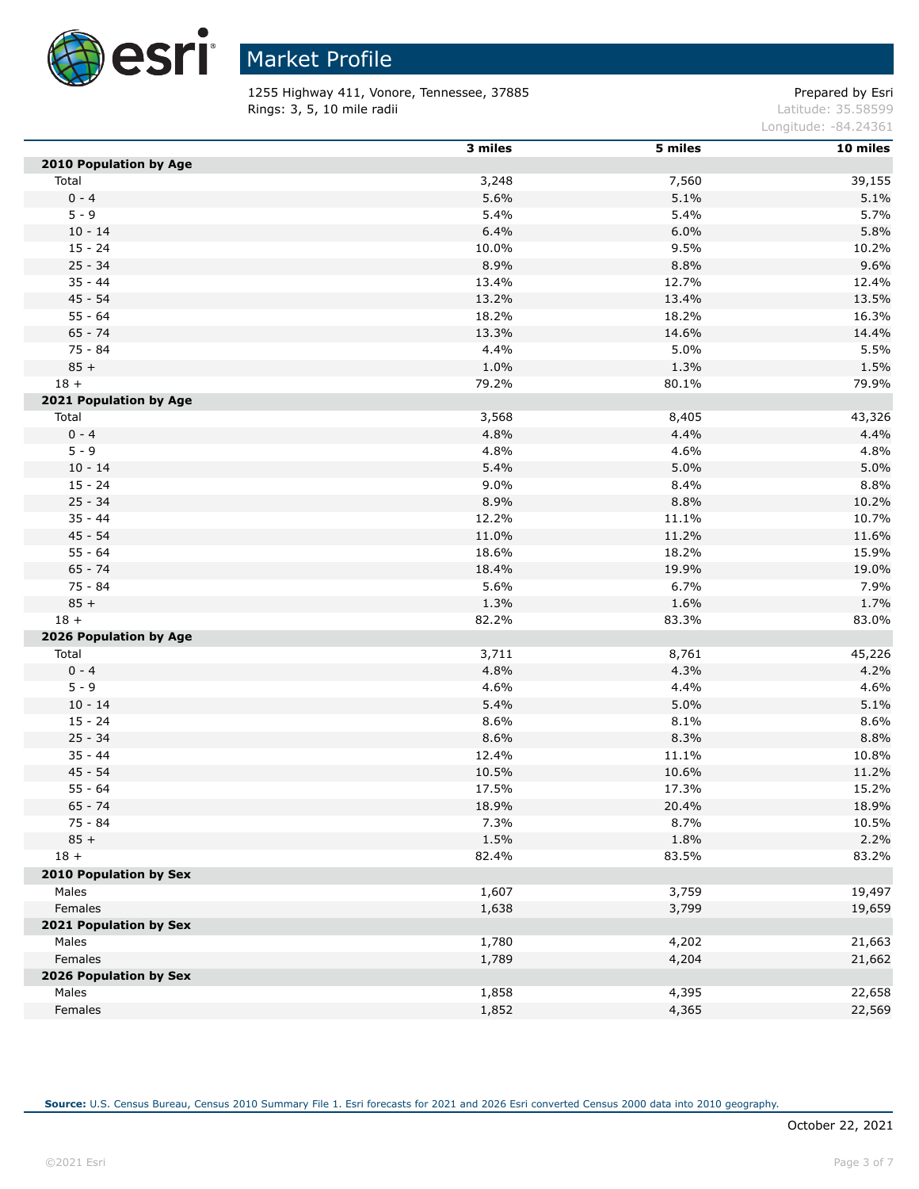# Market Profile

1255 Highway 411, Vonore, Tennessee, 37885
Rings: 3, 5, 10 mile radii

Prepared by Esri
Latitude: 35.58599
Longitude: -84.24361

| | 3 miles | 5 miles | 10 miles |
|---|---|---|---|
| **2010 Population by Age** | | | |
| Total | 3,248 | 7,560 | 39,155 |
| 0 - 4 | 5.6% | 5.1% | 5.1% |
| 5 - 9 | 5.4% | 5.4% | 5.7% |
| 10 - 14 | 6.4% | 6.0% | 5.8% |
| 15 - 24 | 10.0% | 9.5% | 10.2% |
| 25 - 34 | 8.9% | 8.8% | 9.6% |
| 35 - 44 | 13.4% | 12.7% | 12.4% |
| 45 - 54 | 13.2% | 13.4% | 13.5% |
| 55 - 64 | 18.2% | 18.2% | 16.3% |
| 65 - 74 | 13.3% | 14.6% | 14.4% |
| 75 - 84 | 4.4% | 5.0% | 5.5% |
| 85 + | 1.0% | 1.3% | 1.5% |
| 18 + | 79.2% | 80.1% | 79.9% |
| **2021 Population by Age** | | | |
| Total | 3,568 | 8,405 | 43,326 |
| 0 - 4 | 4.8% | 4.4% | 4.4% |
| 5 - 9 | 4.8% | 4.6% | 4.8% |
| 10 - 14 | 5.4% | 5.0% | 5.0% |
| 15 - 24 | 9.0% | 8.4% | 8.8% |
| 25 - 34 | 8.9% | 8.8% | 10.2% |
| 35 - 44 | 12.2% | 11.1% | 10.7% |
| 45 - 54 | 11.0% | 11.2% | 11.6% |
| 55 - 64 | 18.6% | 18.2% | 15.9% |
| 65 - 74 | 18.4% | 19.9% | 19.0% |
| 75 - 84 | 5.6% | 6.7% | 7.9% |
| 85 + | 1.3% | 1.6% | 1.7% |
| 18 + | 82.2% | 83.3% | 83.0% |
| **2026 Population by Age** | | | |
| Total | 3,711 | 8,761 | 45,226 |
| 0 - 4 | 4.8% | 4.3% | 4.2% |
| 5 - 9 | 4.6% | 4.4% | 4.6% |
| 10 - 14 | 5.4% | 5.0% | 5.1% |
| 15 - 24 | 8.6% | 8.1% | 8.6% |
| 25 - 34 | 8.6% | 8.3% | 8.8% |
| 35 - 44 | 12.4% | 11.1% | 10.8% |
| 45 - 54 | 10.5% | 10.6% | 11.2% |
| 55 - 64 | 17.5% | 17.3% | 15.2% |
| 65 - 74 | 18.9% | 20.4% | 18.9% |
| 75 - 84 | 7.3% | 8.7% | 10.5% |
| 85 + | 1.5% | 1.8% | 2.2% |
| 18 + | 82.4% | 83.5% | 83.2% |
| **2010 Population by Sex** | | | |
| Males | 1,607 | 3,759 | 19,497 |
| Females | 1,638 | 3,799 | 19,659 |
| **2021 Population by Sex** | | | |
| Males | 1,780 | 4,202 | 21,663 |
| Females | 1,789 | 4,204 | 21,662 |
| **2026 Population by Sex** | | | |
| Males | 1,858 | 4,395 | 22,658 |
| Females | 1,852 | 4,365 | 22,569 |

**Source:** U.S. Census Bureau, Census 2010 Summary File 1. Esri forecasts for 2021 and 2026 Esri converted Census 2000 data into 2010 geography.

October 22, 2021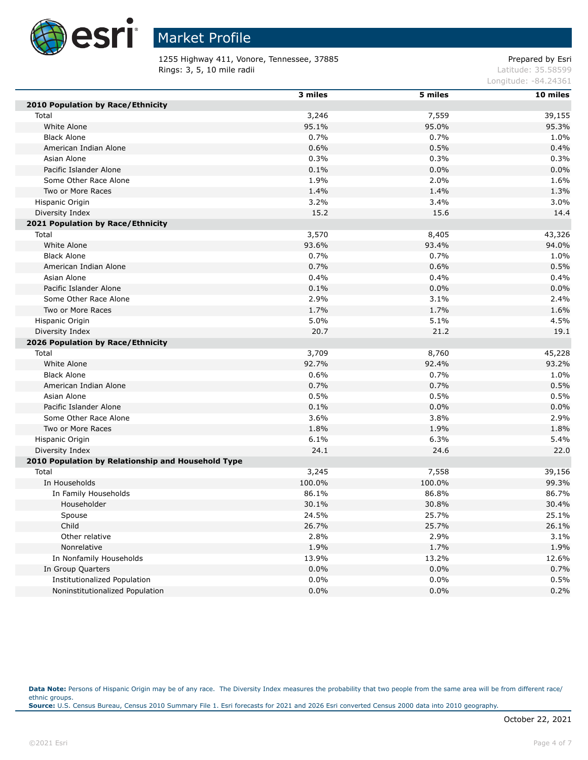# Market Profile

1255 Highway 411, Vonore, Tennessee, 37885
Rings: 3, 5, 10 mile radii

Prepared by Esri
Latitude: 35.58599
Longitude: -84.24361

| | 3 miles | 5 miles | 10 miles |
|---|---|---|---|
| **2010 Population by Race/Ethnicity** | | | |
| Total | 3,246 | 7,559 | 39,155 |
| White Alone | 95.1% | 95.0% | 95.3% |
| Black Alone | 0.7% | 0.7% | 1.0% |
| American Indian Alone | 0.6% | 0.5% | 0.4% |
| Asian Alone | 0.3% | 0.3% | 0.3% |
| Pacific Islander Alone | 0.1% | 0.0% | 0.0% |
| Some Other Race Alone | 1.9% | 2.0% | 1.6% |
| Two or More Races | 1.4% | 1.4% | 1.3% |
| Hispanic Origin | 3.2% | 3.4% | 3.0% |
| Diversity Index | 15.2 | 15.6 | 14.4 |
| **2021 Population by Race/Ethnicity** | | | |
| Total | 3,570 | 8,405 | 43,326 |
| White Alone | 93.6% | 93.4% | 94.0% |
| Black Alone | 0.7% | 0.7% | 1.0% |
| American Indian Alone | 0.7% | 0.6% | 0.5% |
| Asian Alone | 0.4% | 0.4% | 0.4% |
| Pacific Islander Alone | 0.1% | 0.0% | 0.0% |
| Some Other Race Alone | 2.9% | 3.1% | 2.4% |
| Two or More Races | 1.7% | 1.7% | 1.6% |
| Hispanic Origin | 5.0% | 5.1% | 4.5% |
| Diversity Index | 20.7 | 21.2 | 19.1 |
| **2026 Population by Race/Ethnicity** | | | |
| Total | 3,709 | 8,760 | 45,228 |
| White Alone | 92.7% | 92.4% | 93.2% |
| Black Alone | 0.6% | 0.7% | 1.0% |
| American Indian Alone | 0.7% | 0.7% | 0.5% |
| Asian Alone | 0.5% | 0.5% | 0.5% |
| Pacific Islander Alone | 0.1% | 0.0% | 0.0% |
| Some Other Race Alone | 3.6% | 3.8% | 2.9% |
| Two or More Races | 1.8% | 1.9% | 1.8% |
| Hispanic Origin | 6.1% | 6.3% | 5.4% |
| Diversity Index | 24.1 | 24.6 | 22.0 |
| **2010 Population by Relationship and Household Type** | | | |
| Total | 3,245 | 7,558 | 39,156 |
| In Households | 100.0% | 100.0% | 99.3% |
| In Family Households | 86.1% | 86.8% | 86.7% |
| Householder | 30.1% | 30.8% | 30.4% |
| Spouse | 24.5% | 25.7% | 25.1% |
| Child | 26.7% | 25.7% | 26.1% |
| Other relative | 2.8% | 2.9% | 3.1% |
| Nonrelative | 1.9% | 1.7% | 1.9% |
| In Nonfamily Households | 13.9% | 13.2% | 12.6% |
| In Group Quarters | 0.0% | 0.0% | 0.7% |
| Institutionalized Population | 0.0% | 0.0% | 0.5% |
| Noninstitutionalized Population | 0.0% | 0.0% | 0.2% |

**Data Note:** Persons of Hispanic Origin may be of any race. The Diversity Index measures the probability that two people from the same area will be from different race/ethnic groups.
**Source:** U.S. Census Bureau, Census 2010 Summary File 1. Esri forecasts for 2021 and 2026 Esri converted Census 2000 data into 2010 geography.

October 22, 2021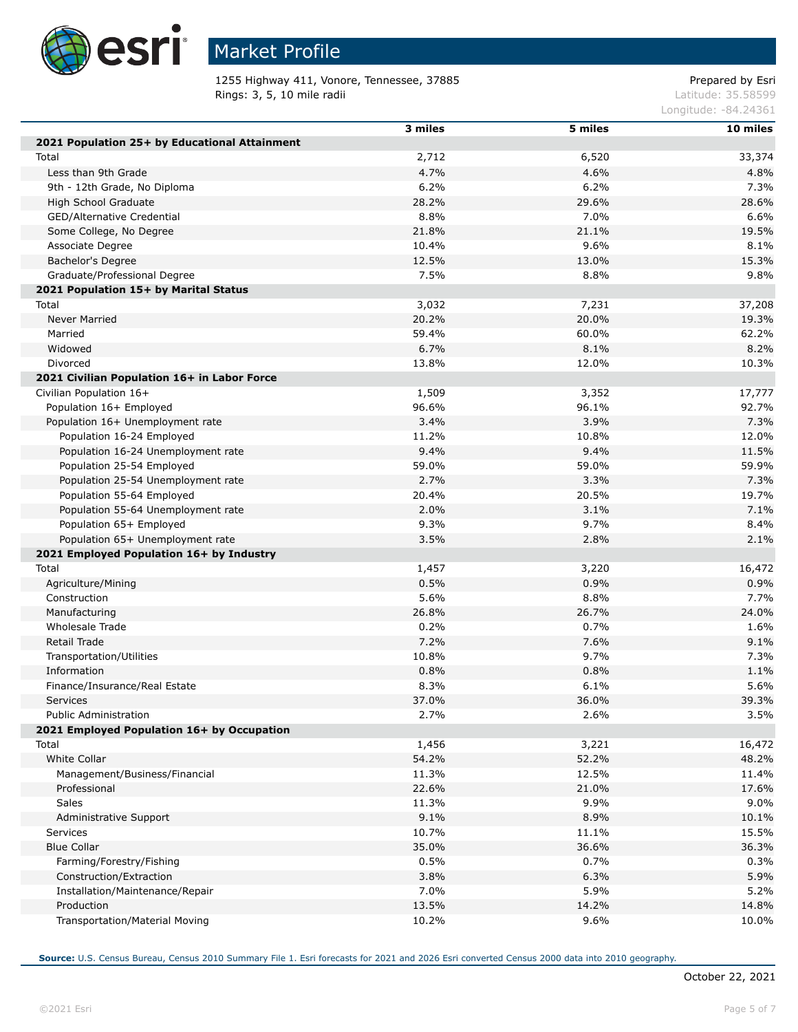# Market Profile

1255 Highway 411, Vonore, Tennessee, 37885
Rings: 3, 5, 10 mile radii

Prepared by Esri
Latitude: 35.58599
Longitude: -84.24361

| | 3 miles | 5 miles | 10 miles |
|---|---|---|---|
| **2021 Population 25+ by Educational Attainment** | | | |
| Total | 2,712 | 6,520 | 33,374 |
| Less than 9th Grade | 4.7% | 4.6% | 4.8% |
| 9th - 12th Grade, No Diploma | 6.2% | 6.2% | 7.3% |
| High School Graduate | 28.2% | 29.6% | 28.6% |
| GED/Alternative Credential | 8.8% | 7.0% | 6.6% |
| Some College, No Degree | 21.8% | 21.1% | 19.5% |
| Associate Degree | 10.4% | 9.6% | 8.1% |
| Bachelor's Degree | 12.5% | 13.0% | 15.3% |
| Graduate/Professional Degree | 7.5% | 8.8% | 9.8% |
| **2021 Population 15+ by Marital Status** | | | |
| Total | 3,032 | 7,231 | 37,208 |
| Never Married | 20.2% | 20.0% | 19.3% |
| Married | 59.4% | 60.0% | 62.2% |
| Widowed | 6.7% | 8.1% | 8.2% |
| Divorced | 13.8% | 12.0% | 10.3% |
| **2021 Civilian Population 16+ in Labor Force** | | | |
| Civilian Population 16+ | 1,509 | 3,352 | 17,777 |
| Population 16+ Employed | 96.6% | 96.1% | 92.7% |
| Population 16+ Unemployment rate | 3.4% | 3.9% | 7.3% |
| Population 16-24 Employed | 11.2% | 10.8% | 12.0% |
| Population 16-24 Unemployment rate | 9.4% | 9.4% | 11.5% |
| Population 25-54 Employed | 59.0% | 59.0% | 59.9% |
| Population 25-54 Unemployment rate | 2.7% | 3.3% | 7.3% |
| Population 55-64 Employed | 20.4% | 20.5% | 19.7% |
| Population 55-64 Unemployment rate | 2.0% | 3.1% | 7.1% |
| Population 65+ Employed | 9.3% | 9.7% | 8.4% |
| Population 65+ Unemployment rate | 3.5% | 2.8% | 2.1% |
| **2021 Employed Population 16+ by Industry** | | | |
| Total | 1,457 | 3,220 | 16,472 |
| Agriculture/Mining | 0.5% | 0.9% | 0.9% |
| Construction | 5.6% | 8.8% | 7.7% |
| Manufacturing | 26.8% | 26.7% | 24.0% |
| Wholesale Trade | 0.2% | 0.7% | 1.6% |
| Retail Trade | 7.2% | 7.6% | 9.1% |
| Transportation/Utilities | 10.8% | 9.7% | 7.3% |
| Information | 0.8% | 0.8% | 1.1% |
| Finance/Insurance/Real Estate | 8.3% | 6.1% | 5.6% |
| Services | 37.0% | 36.0% | 39.3% |
| Public Administration | 2.7% | 2.6% | 3.5% |
| **2021 Employed Population 16+ by Occupation** | | | |
| Total | 1,456 | 3,221 | 16,472 |
| White Collar | 54.2% | 52.2% | 48.2% |
| Management/Business/Financial | 11.3% | 12.5% | 11.4% |
| Professional | 22.6% | 21.0% | 17.6% |
| Sales | 11.3% | 9.9% | 9.0% |
| Administrative Support | 9.1% | 8.9% | 10.1% |
| Services | 10.7% | 11.1% | 15.5% |
| Blue Collar | 35.0% | 36.6% | 36.3% |
| Farming/Forestry/Fishing | 0.5% | 0.7% | 0.3% |
| Construction/Extraction | 3.8% | 6.3% | 5.9% |
| Installation/Maintenance/Repair | 7.0% | 5.9% | 5.2% |
| Production | 13.5% | 14.2% | 14.8% |
| Transportation/Material Moving | 10.2% | 9.6% | 10.0% |

**Source:** U.S. Census Bureau, Census 2010 Summary File 1. Esri forecasts for 2021 and 2026 Esri converted Census 2000 data into 2010 geography.

October 22, 2021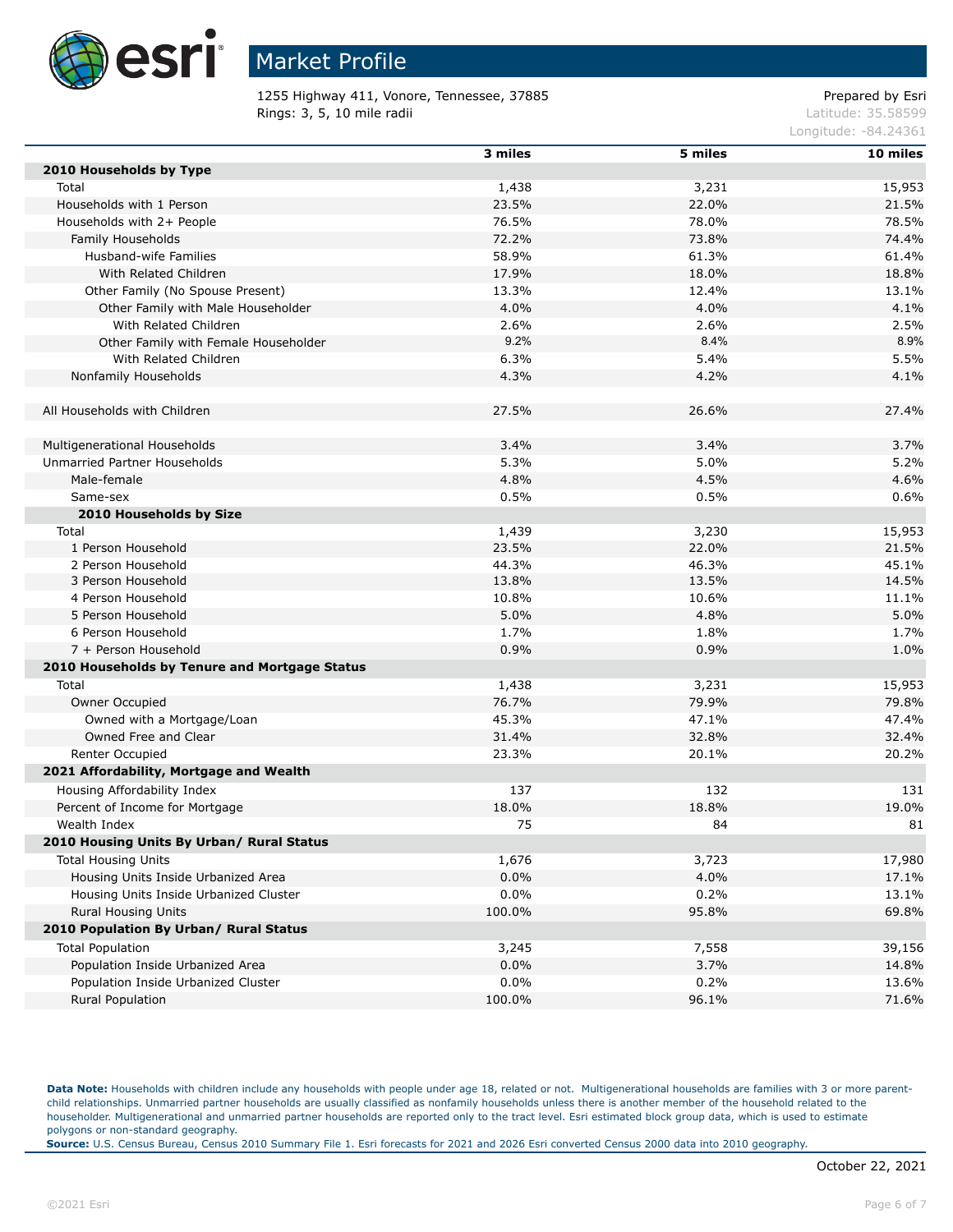# Market Profile

1255 Highway 411, Vonore, Tennessee, 37885
Rings: 3, 5, 10 mile radii

Prepared by Esri
Latitude: 35.58599
Longitude: -84.24361

| | 3 miles | 5 miles | 10 miles |
|---|---|---|---|
| **2010 Households by Type** | | | |
| Total | 1,438 | 3,231 | 15,953 |
| Households with 1 Person | 23.5% | 22.0% | 21.5% |
| Households with 2+ People | 76.5% | 78.0% | 78.5% |
| Family Households | 72.2% | 73.8% | 74.4% |
| Husband-wife Families | 58.9% | 61.3% | 61.4% |
| With Related Children | 17.9% | 18.0% | 18.8% |
| Other Family (No Spouse Present) | 13.3% | 12.4% | 13.1% |
| Other Family with Male Householder | 4.0% | 4.0% | 4.1% |
| With Related Children | 2.6% | 2.6% | 2.5% |
| Other Family with Female Householder | 9.2% | 8.4% | 8.9% |
| With Related Children | 6.3% | 5.4% | 5.5% |
| Nonfamily Households | 4.3% | 4.2% | 4.1% |
| | | | |
| All Households with Children | 27.5% | 26.6% | 27.4% |
| | | | |
| Multigenerational Households | 3.4% | 3.4% | 3.7% |
| Unmarried Partner Households | 5.3% | 5.0% | 5.2% |
| Male-female | 4.8% | 4.5% | 4.6% |
| Same-sex | 0.5% | 0.5% | 0.6% |
| **2010 Households by Size** | | | |
| Total | 1,439 | 3,230 | 15,953 |
| 1 Person Household | 23.5% | 22.0% | 21.5% |
| 2 Person Household | 44.3% | 46.3% | 45.1% |
| 3 Person Household | 13.8% | 13.5% | 14.5% |
| 4 Person Household | 10.8% | 10.6% | 11.1% |
| 5 Person Household | 5.0% | 4.8% | 5.0% |
| 6 Person Household | 1.7% | 1.8% | 1.7% |
| 7 + Person Household | 0.9% | 0.9% | 1.0% |
| **2010 Households by Tenure and Mortgage Status** | | | |
| Total | 1,438 | 3,231 | 15,953 |
| Owner Occupied | 76.7% | 79.9% | 79.8% |
| Owned with a Mortgage/Loan | 45.3% | 47.1% | 47.4% |
| Owned Free and Clear | 31.4% | 32.8% | 32.4% |
| Renter Occupied | 23.3% | 20.1% | 20.2% |
| **2021 Affordability, Mortgage and Wealth** | | | |
| Housing Affordability Index | 137 | 132 | 131 |
| Percent of Income for Mortgage | 18.0% | 18.8% | 19.0% |
| Wealth Index | 75 | 84 | 81 |
| **2010 Housing Units By Urban/ Rural Status** | | | |
| Total Housing Units | 1,676 | 3,723 | 17,980 |
| Housing Units Inside Urbanized Area | 0.0% | 4.0% | 17.1% |
| Housing Units Inside Urbanized Cluster | 0.0% | 0.2% | 13.1% |
| Rural Housing Units | 100.0% | 95.8% | 69.8% |
| **2010 Population By Urban/ Rural Status** | | | |
| Total Population | 3,245 | 7,558 | 39,156 |
| Population Inside Urbanized Area | 0.0% | 3.7% | 14.8% |
| Population Inside Urbanized Cluster | 0.0% | 0.2% | 13.6% |
| Rural Population | 100.0% | 96.1% | 71.6% |

**Data Note:** Households with children include any households with people under age 18, related or not. Multigenerational households are families with 3 or more parent-child relationships. Unmarried partner households are usually classified as nonfamily households unless there is another member of the household related to the householder. Multigenerational and unmarried partner households are reported only to the tract level. Esri estimated block group data, which is used to estimate polygons or non-standard geography.
**Source:** U.S. Census Bureau, Census 2010 Summary File 1. Esri forecasts for 2021 and 2026 Esri converted Census 2000 data into 2010 geography.

October 22, 2021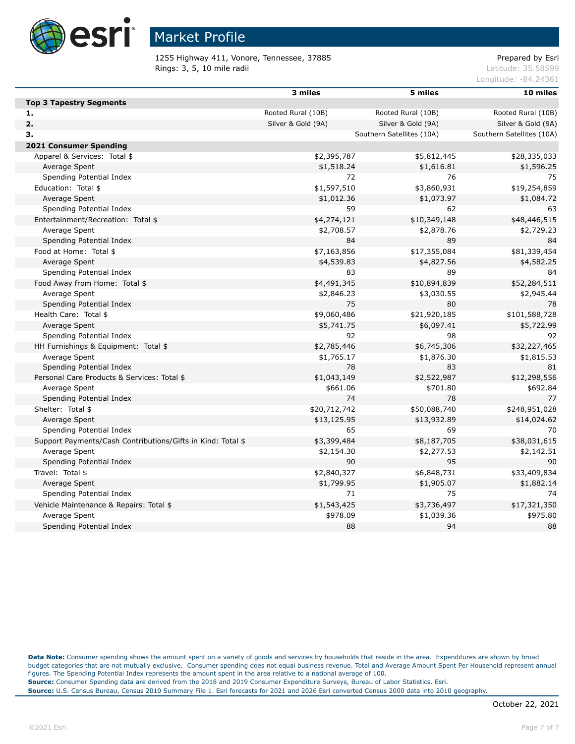# Market Profile

1255 Highway 411, Vonore, Tennessee, 37885
Rings: 3, 5, 10 mile radii

Prepared by Esri
Latitude: 35.58599
Longitude: -84.24361

| | 3 miles | 5 miles | 10 miles |
|---|---|---|---|
| **Top 3 Tapestry Segments** | | | |
| **1.** | Rooted Rural (10B) | Rooted Rural (10B) | Rooted Rural (10B) |
| **2.** | Silver & Gold (9A) | Silver & Gold (9A) | Silver & Gold (9A) |
| **3.** | | Southern Satellites (10A) | Southern Satellites (10A) |
| **2021 Consumer Spending** | | | |
| Apparel & Services: Total $ | $2,395,787 | $5,812,445 | $28,335,033 |
| Average Spent | $1,518.24 | $1,616.81 | $1,596.25 |
| Spending Potential Index | 72 | 76 | 75 |
| Education: Total $ | $1,597,510 | $3,860,931 | $19,254,859 |
| Average Spent | $1,012.36 | $1,073.97 | $1,084.72 |
| Spending Potential Index | 59 | 62 | 63 |
| Entertainment/Recreation: Total $ | $4,274,121 | $10,349,148 | $48,446,515 |
| Average Spent | $2,708.57 | $2,878.76 | $2,729.23 |
| Spending Potential Index | 84 | 89 | 84 |
| Food at Home: Total $ | $7,163,856 | $17,355,084 | $81,339,454 |
| Average Spent | $4,539.83 | $4,827.56 | $4,582.25 |
| Spending Potential Index | 83 | 89 | 84 |
| Food Away from Home: Total $ | $4,491,345 | $10,894,839 | $52,284,511 |
| Average Spent | $2,846.23 | $3,030.55 | $2,945.44 |
| Spending Potential Index | 75 | 80 | 78 |
| Health Care: Total $ | $9,060,486 | $21,920,185 | $101,588,728 |
| Average Spent | $5,741.75 | $6,097.41 | $5,722.99 |
| Spending Potential Index | 92 | 98 | 92 |
| HH Furnishings & Equipment: Total $ | $2,785,446 | $6,745,306 | $32,227,465 |
| Average Spent | $1,765.17 | $1,876.30 | $1,815.53 |
| Spending Potential Index | 78 | 83 | 81 |
| Personal Care Products & Services: Total $ | $1,043,149 | $2,522,987 | $12,298,556 |
| Average Spent | $661.06 | $701.80 | $692.84 |
| Spending Potential Index | 74 | 78 | 77 |
| Shelter: Total $ | $20,712,742 | $50,088,740 | $248,951,028 |
| Average Spent | $13,125.95 | $13,932.89 | $14,024.62 |
| Spending Potential Index | 65 | 69 | 70 |
| Support Payments/Cash Contributions/Gifts in Kind: Total $ | $3,399,484 | $8,187,705 | $38,031,615 |
| Average Spent | $2,154.30 | $2,277.53 | $2,142.51 |
| Spending Potential Index | 90 | 95 | 90 |
| Travel: Total $ | $2,840,327 | $6,848,731 | $33,409,834 |
| Average Spent | $1,799.95 | $1,905.07 | $1,882.14 |
| Spending Potential Index | 71 | 75 | 74 |
| Vehicle Maintenance & Repairs: Total $ | $1,543,425 | $3,736,497 | $17,321,350 |
| Average Spent | $978.09 | $1,039.36 | $975.80 |
| Spending Potential Index | 88 | 94 | 88 |

**Data Note:** Consumer spending shows the amount spent on a variety of goods and services by households that reside in the area. Expenditures are shown by broad budget categories that are not mutually exclusive. Consumer spending does not equal business revenue. Total and Average Amount Spent Per Household represent annual figures. The Spending Potential Index represents the amount spent in the area relative to a national average of 100.
**Source:** Consumer Spending data are derived from the 2018 and 2019 Consumer Expenditure Surveys, Bureau of Labor Statistics. Esri.
**Source:** U.S. Census Bureau, Census 2010 Summary File 1. Esri forecasts for 2021 and 2026 Esri converted Census 2000 data into 2010 geography.

October 22, 2021